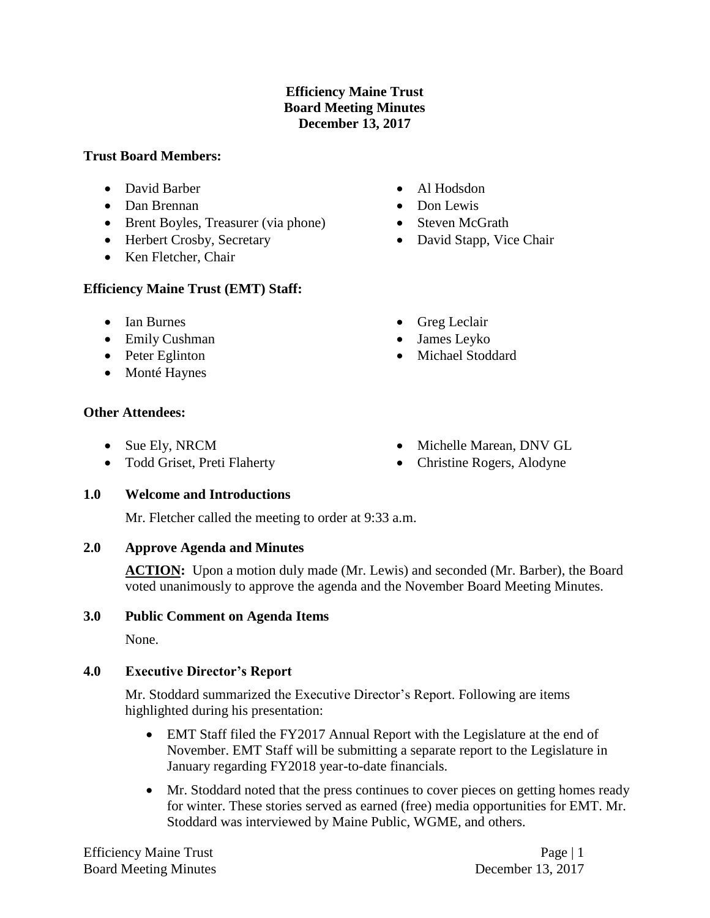# Efficiency Maine Trust
# Board Meeting Minutes
# December 13, 2017

**Trust Board Members:**

- David Barber
- Dan Brennan
- Brent Boyles, Treasurer (via phone)
- Herbert Crosby, Secretary
- Ken Fletcher, Chair
- Al Hodsdon
- Don Lewis
- Steven McGrath
- David Stapp, Vice Chair

**Efficiency Maine Trust (EMT) Staff:**

- Ian Burnes
- Emily Cushman
- Peter Eglinton
- Monté Haynes
- Greg Leclair
- James Leyko
- Michael Stoddard

**Other Attendees:**

- Sue Ely, NRCM
- Todd Griset, Preti Flaherty
- Michelle Marean, DNV GL
- Christine Rogers, Alodyne

## 1.0 Welcome and Introductions

Mr. Fletcher called the meeting to order at 9:33 a.m.

## 2.0 Approve Agenda and Minutes

**ACTION:** Upon a motion duly made (Mr. Lewis) and seconded (Mr. Barber), the Board voted unanimously to approve the agenda and the November Board Meeting Minutes.

## 3.0 Public Comment on Agenda Items

None.

## 4.0 Executive Director's Report

Mr. Stoddard summarized the Executive Director's Report. Following are items highlighted during his presentation:

- EMT Staff filed the FY2017 Annual Report with the Legislature at the end of November. EMT Staff will be submitting a separate report to the Legislature in January regarding FY2018 year-to-date financials.
- Mr. Stoddard noted that the press continues to cover pieces on getting homes ready for winter. These stories served as earned (free) media opportunities for EMT. Mr. Stoddard was interviewed by Maine Public, WGME, and others.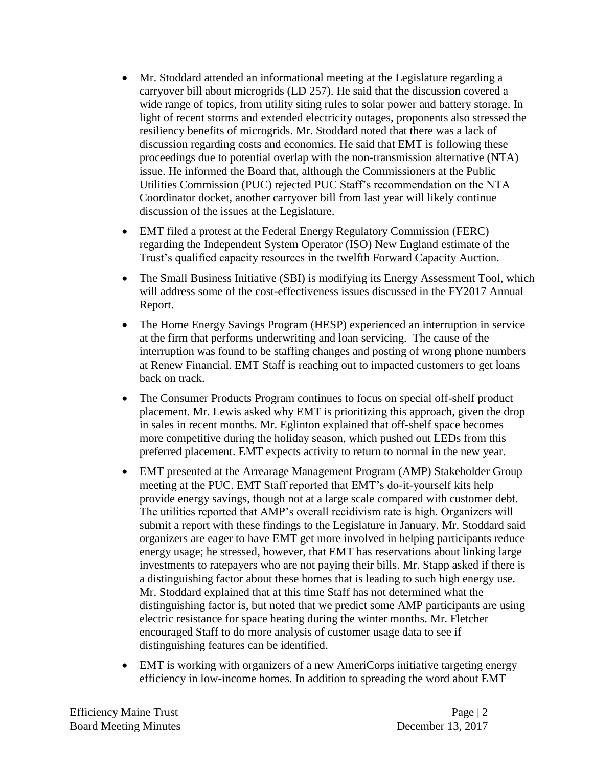- Mr. Stoddard attended an informational meeting at the Legislature regarding a carryover bill about microgrids (LD 257). He said that the discussion covered a wide range of topics, from utility siting rules to solar power and battery storage. In light of recent storms and extended electricity outages, proponents also stressed the resiliency benefits of microgrids. Mr. Stoddard noted that there was a lack of discussion regarding costs and economics. He said that EMT is following these proceedings due to potential overlap with the non-transmission alternative (NTA) issue. He informed the Board that, although the Commissioners at the Public Utilities Commission (PUC) rejected PUC Staff's recommendation on the NTA Coordinator docket, another carryover bill from last year will likely continue discussion of the issues at the Legislature.
- EMT filed a protest at the Federal Energy Regulatory Commission (FERC) regarding the Independent System Operator (ISO) New England estimate of the Trust's qualified capacity resources in the twelfth Forward Capacity Auction.
- The Small Business Initiative (SBI) is modifying its Energy Assessment Tool, which will address some of the cost-effectiveness issues discussed in the FY2017 Annual Report.
- The Home Energy Savings Program (HESP) experienced an interruption in service at the firm that performs underwriting and loan servicing. The cause of the interruption was found to be staffing changes and posting of wrong phone numbers at Renew Financial. EMT Staff is reaching out to impacted customers to get loans back on track.
- The Consumer Products Program continues to focus on special off-shelf product placement. Mr. Lewis asked why EMT is prioritizing this approach, given the drop in sales in recent months. Mr. Eglinton explained that off-shelf space becomes more competitive during the holiday season, which pushed out LEDs from this preferred placement. EMT expects activity to return to normal in the new year.
- EMT presented at the Arrearage Management Program (AMP) Stakeholder Group meeting at the PUC. EMT Staff reported that EMT's do-it-yourself kits help provide energy savings, though not at a large scale compared with customer debt. The utilities reported that AMP's overall recidivism rate is high. Organizers will submit a report with these findings to the Legislature in January. Mr. Stoddard said organizers are eager to have EMT get more involved in helping participants reduce energy usage; he stressed, however, that EMT has reservations about linking large investments to ratepayers who are not paying their bills. Mr. Stapp asked if there is a distinguishing factor about these homes that is leading to such high energy use. Mr. Stoddard explained that at this time Staff has not determined what the distinguishing factor is, but noted that we predict some AMP participants are using electric resistance for space heating during the winter months. Mr. Fletcher encouraged Staff to do more analysis of customer usage data to see if distinguishing features can be identified.
- EMT is working with organizers of a new AmeriCorps initiative targeting energy efficiency in low-income homes. In addition to spreading the word about EMT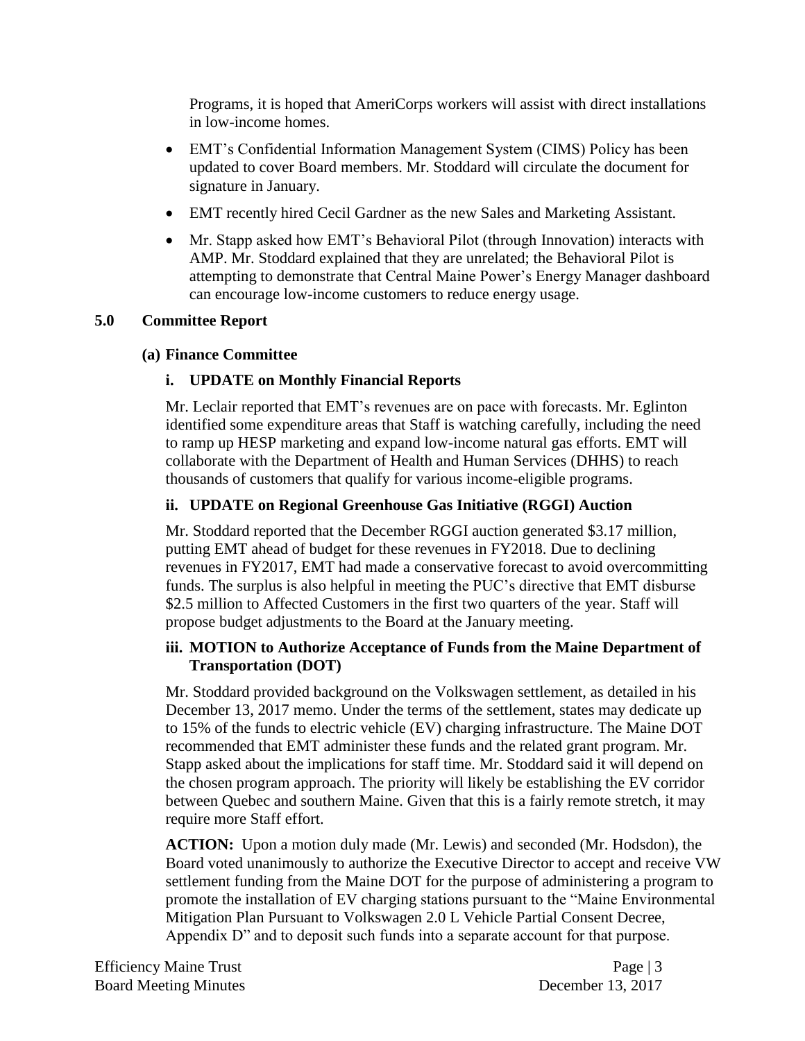Programs, it is hoped that AmeriCorps workers will assist with direct installations in low-income homes.

- EMT's Confidential Information Management System (CIMS) Policy has been updated to cover Board members. Mr. Stoddard will circulate the document for signature in January.
- EMT recently hired Cecil Gardner as the new Sales and Marketing Assistant.
- Mr. Stapp asked how EMT's Behavioral Pilot (through Innovation) interacts with AMP. Mr. Stoddard explained that they are unrelated; the Behavioral Pilot is attempting to demonstrate that Central Maine Power's Energy Manager dashboard can encourage low-income customers to reduce energy usage.

## 5.0 Committee Report

### (a) Finance Committee

#### i. UPDATE on Monthly Financial Reports

Mr. Leclair reported that EMT's revenues are on pace with forecasts. Mr. Eglinton identified some expenditure areas that Staff is watching carefully, including the need to ramp up HESP marketing and expand low-income natural gas efforts. EMT will collaborate with the Department of Health and Human Services (DHHS) to reach thousands of customers that qualify for various income-eligible programs.

#### ii. UPDATE on Regional Greenhouse Gas Initiative (RGGI) Auction

Mr. Stoddard reported that the December RGGI auction generated $3.17 million, putting EMT ahead of budget for these revenues in FY2018. Due to declining revenues in FY2017, EMT had made a conservative forecast to avoid overcommitting funds. The surplus is also helpful in meeting the PUC's directive that EMT disburse $2.5 million to Affected Customers in the first two quarters of the year. Staff will propose budget adjustments to the Board at the January meeting.

#### iii. MOTION to Authorize Acceptance of Funds from the Maine Department of Transportation (DOT)

Mr. Stoddard provided background on the Volkswagen settlement, as detailed in his December 13, 2017 memo. Under the terms of the settlement, states may dedicate up to 15% of the funds to electric vehicle (EV) charging infrastructure. The Maine DOT recommended that EMT administer these funds and the related grant program. Mr. Stapp asked about the implications for staff time. Mr. Stoddard said it will depend on the chosen program approach. The priority will likely be establishing the EV corridor between Quebec and southern Maine. Given that this is a fairly remote stretch, it may require more Staff effort.

**ACTION:** Upon a motion duly made (Mr. Lewis) and seconded (Mr. Hodsdon), the Board voted unanimously to authorize the Executive Director to accept and receive VW settlement funding from the Maine DOT for the purpose of administering a program to promote the installation of EV charging stations pursuant to the "Maine Environmental Mitigation Plan Pursuant to Volkswagen 2.0 L Vehicle Partial Consent Decree, Appendix D" and to deposit such funds into a separate account for that purpose.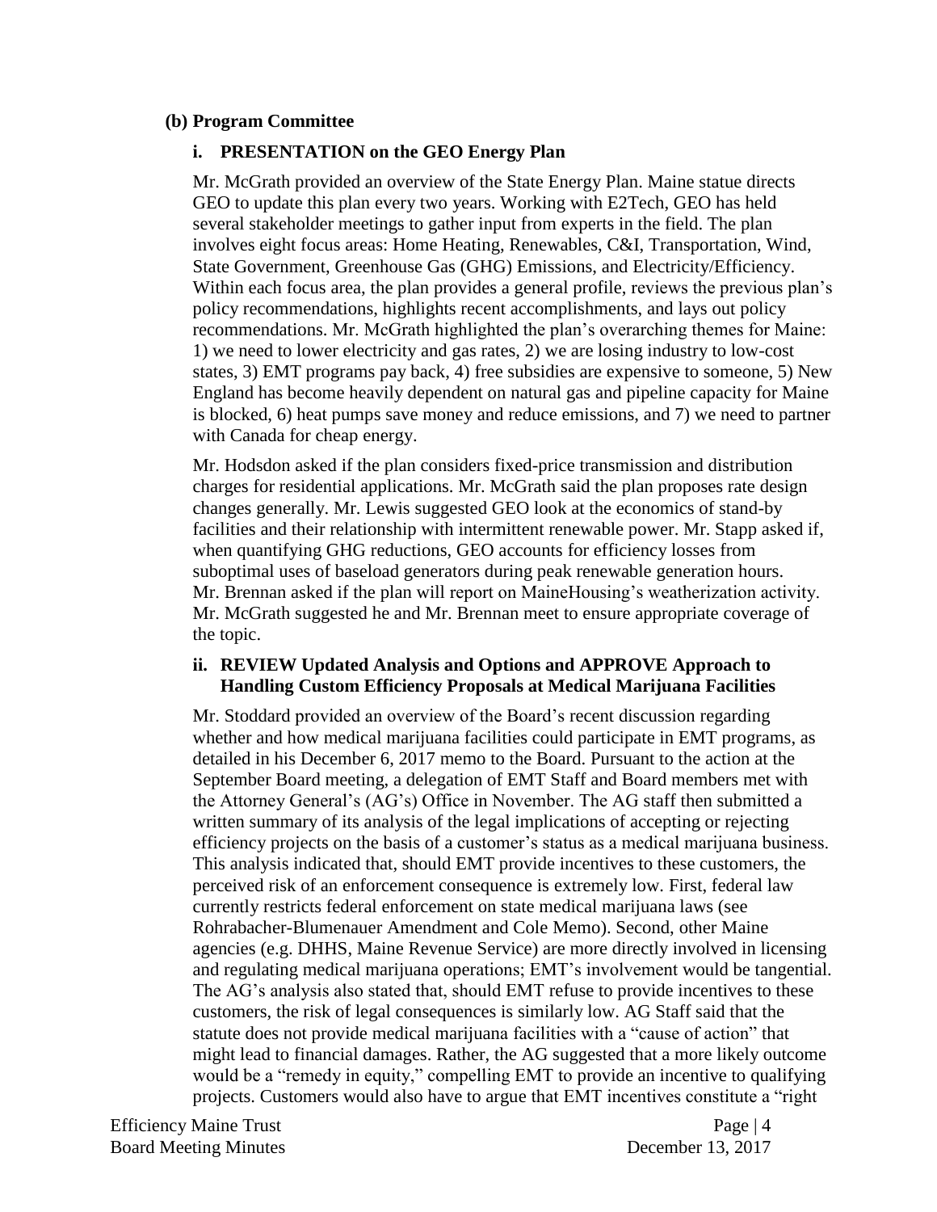**(b) Program Committee**

**i. PRESENTATION on the GEO Energy Plan**

Mr. McGrath provided an overview of the State Energy Plan. Maine statue directs GEO to update this plan every two years. Working with E2Tech, GEO has held several stakeholder meetings to gather input from experts in the field. The plan involves eight focus areas: Home Heating, Renewables, C&I, Transportation, Wind, State Government, Greenhouse Gas (GHG) Emissions, and Electricity/Efficiency. Within each focus area, the plan provides a general profile, reviews the previous plan's policy recommendations, highlights recent accomplishments, and lays out policy recommendations. Mr. McGrath highlighted the plan's overarching themes for Maine: 1) we need to lower electricity and gas rates, 2) we are losing industry to low-cost states, 3) EMT programs pay back, 4) free subsidies are expensive to someone, 5) New England has become heavily dependent on natural gas and pipeline capacity for Maine is blocked, 6) heat pumps save money and reduce emissions, and 7) we need to partner with Canada for cheap energy.

Mr. Hodsdon asked if the plan considers fixed-price transmission and distribution charges for residential applications. Mr. McGrath said the plan proposes rate design changes generally. Mr. Lewis suggested GEO look at the economics of stand-by facilities and their relationship with intermittent renewable power. Mr. Stapp asked if, when quantifying GHG reductions, GEO accounts for efficiency losses from suboptimal uses of baseload generators during peak renewable generation hours. Mr. Brennan asked if the plan will report on MaineHousing's weatherization activity. Mr. McGrath suggested he and Mr. Brennan meet to ensure appropriate coverage of the topic.

**ii. REVIEW Updated Analysis and Options and APPROVE Approach to Handling Custom Efficiency Proposals at Medical Marijuana Facilities**

Mr. Stoddard provided an overview of the Board's recent discussion regarding whether and how medical marijuana facilities could participate in EMT programs, as detailed in his December 6, 2017 memo to the Board. Pursuant to the action at the September Board meeting, a delegation of EMT Staff and Board members met with the Attorney General's (AG's) Office in November. The AG staff then submitted a written summary of its analysis of the legal implications of accepting or rejecting efficiency projects on the basis of a customer's status as a medical marijuana business. This analysis indicated that, should EMT provide incentives to these customers, the perceived risk of an enforcement consequence is extremely low. First, federal law currently restricts federal enforcement on state medical marijuana laws (see Rohrabacher-Blumenauer Amendment and Cole Memo). Second, other Maine agencies (e.g. DHHS, Maine Revenue Service) are more directly involved in licensing and regulating medical marijuana operations; EMT's involvement would be tangential. The AG's analysis also stated that, should EMT refuse to provide incentives to these customers, the risk of legal consequences is similarly low. AG Staff said that the statute does not provide medical marijuana facilities with a "cause of action" that might lead to financial damages. Rather, the AG suggested that a more likely outcome would be a "remedy in equity," compelling EMT to provide an incentive to qualifying projects. Customers would also have to argue that EMT incentives constitute a "right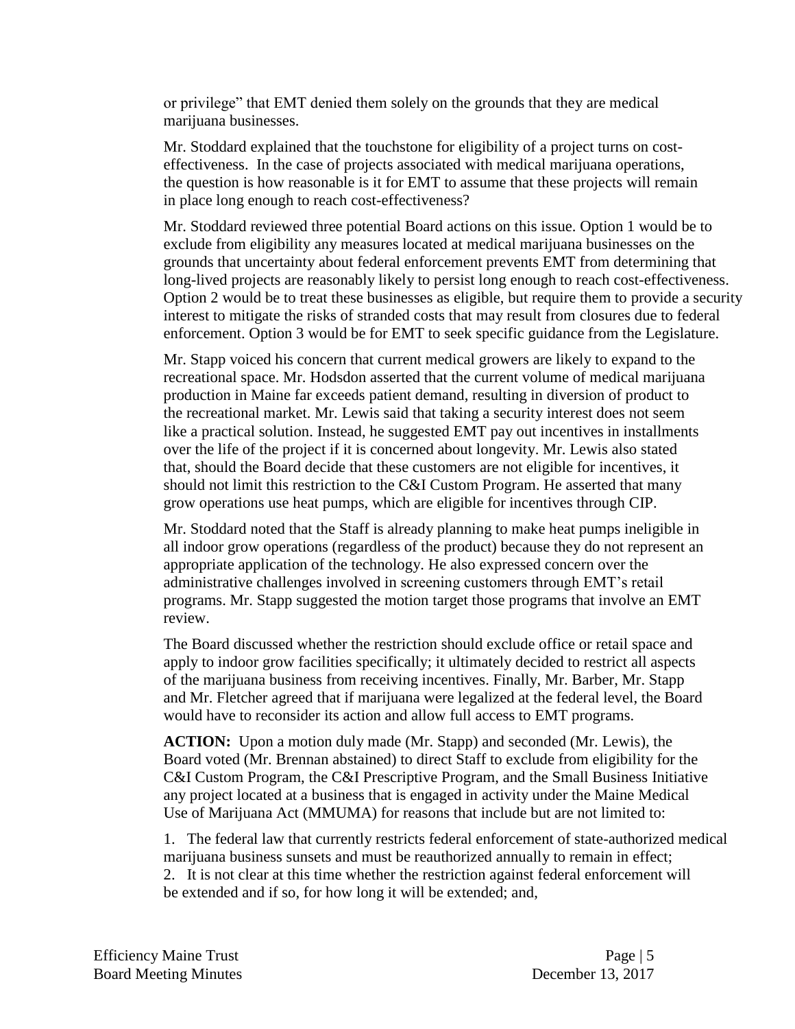or privilege" that EMT denied them solely on the grounds that they are medical marijuana businesses.

Mr. Stoddard explained that the touchstone for eligibility of a project turns on cost-effectiveness. In the case of projects associated with medical marijuana operations, the question is how reasonable is it for EMT to assume that these projects will remain in place long enough to reach cost-effectiveness?

Mr. Stoddard reviewed three potential Board actions on this issue. Option 1 would be to exclude from eligibility any measures located at medical marijuana businesses on the grounds that uncertainty about federal enforcement prevents EMT from determining that long-lived projects are reasonably likely to persist long enough to reach cost-effectiveness. Option 2 would be to treat these businesses as eligible, but require them to provide a security interest to mitigate the risks of stranded costs that may result from closures due to federal enforcement. Option 3 would be for EMT to seek specific guidance from the Legislature.

Mr. Stapp voiced his concern that current medical growers are likely to expand to the recreational space. Mr. Hodsdon asserted that the current volume of medical marijuana production in Maine far exceeds patient demand, resulting in diversion of product to the recreational market. Mr. Lewis said that taking a security interest does not seem like a practical solution. Instead, he suggested EMT pay out incentives in installments over the life of the project if it is concerned about longevity. Mr. Lewis also stated that, should the Board decide that these customers are not eligible for incentives, it should not limit this restriction to the C&I Custom Program. He asserted that many grow operations use heat pumps, which are eligible for incentives through CIP.

Mr. Stoddard noted that the Staff is already planning to make heat pumps ineligible in all indoor grow operations (regardless of the product) because they do not represent an appropriate application of the technology. He also expressed concern over the administrative challenges involved in screening customers through EMT's retail programs. Mr. Stapp suggested the motion target those programs that involve an EMT review.

The Board discussed whether the restriction should exclude office or retail space and apply to indoor grow facilities specifically; it ultimately decided to restrict all aspects of the marijuana business from receiving incentives. Finally, Mr. Barber, Mr. Stapp and Mr. Fletcher agreed that if marijuana were legalized at the federal level, the Board would have to reconsider its action and allow full access to EMT programs.

**ACTION:** Upon a motion duly made (Mr. Stapp) and seconded (Mr. Lewis), the Board voted (Mr. Brennan abstained) to direct Staff to exclude from eligibility for the C&I Custom Program, the C&I Prescriptive Program, and the Small Business Initiative any project located at a business that is engaged in activity under the Maine Medical Use of Marijuana Act (MMUMA) for reasons that include but are not limited to:

1. The federal law that currently restricts federal enforcement of state-authorized medical marijuana business sunsets and must be reauthorized annually to remain in effect;
2. It is not clear at this time whether the restriction against federal enforcement will be extended and if so, for how long it will be extended; and,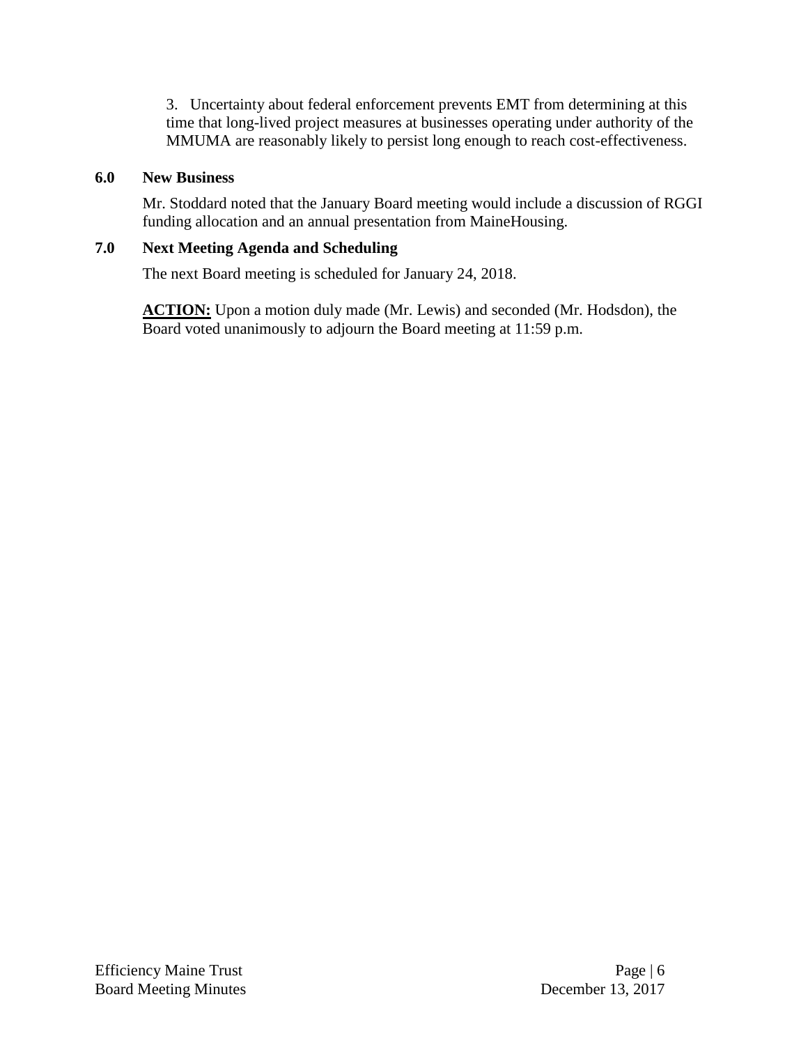3. Uncertainty about federal enforcement prevents EMT from determining at this time that long-lived project measures at businesses operating under authority of the MMUMA are reasonably likely to persist long enough to reach cost-effectiveness.

**6.0 New Business**

Mr. Stoddard noted that the January Board meeting would include a discussion of RGGI funding allocation and an annual presentation from MaineHousing.

**7.0 Next Meeting Agenda and Scheduling**

The next Board meeting is scheduled for January 24, 2018.

**ACTION:** Upon a motion duly made (Mr. Lewis) and seconded (Mr. Hodsdon), the Board voted unanimously to adjourn the Board meeting at 11:59 p.m.